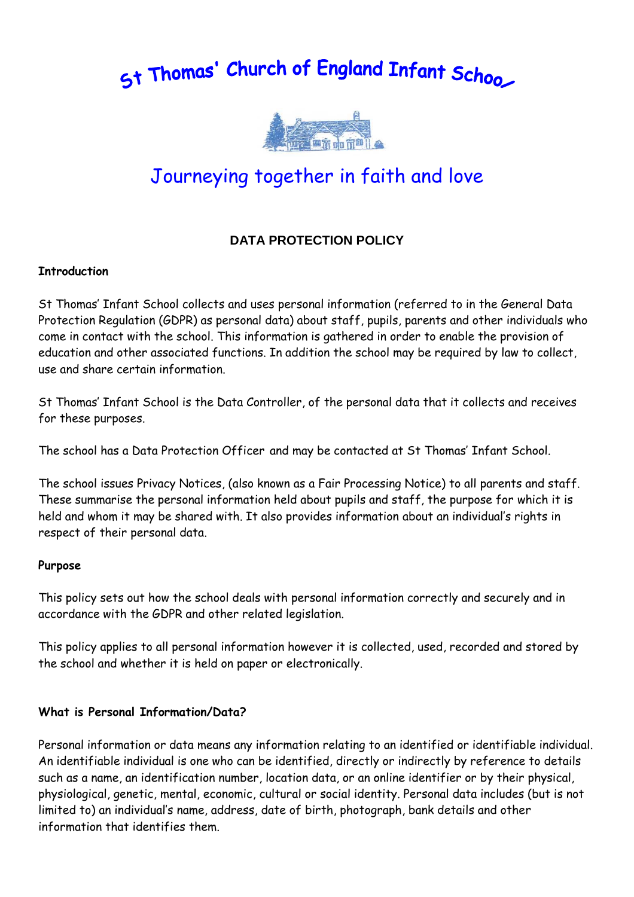# St Thomas' Church of England Infant School

Journeying together in faith and love

## DATA PROTECTION POLICY

**Introduction**

St Thomas' Infant School collects and uses personal information (referred to in the General Data Protection Regulation (GDPR) as personal data) about staff, pupils, parents and other individuals who come in contact with the school. This information is gathered in order to enable the provision of education and other associated functions. In addition the school may be required by law to collect, use and share certain information.

St Thomas' Infant School is the Data Controller, of the personal data that it collects and receives for these purposes.

The school has a Data Protection Officer and may be contacted at St Thomas' Infant School.

The school issues Privacy Notices, (also known as a Fair Processing Notice) to all parents and staff. These summarise the personal information held about pupils and staff, the purpose for which it is held and whom it may be shared with. It also provides information about an individual's rights in respect of their personal data.

**Purpose**

This policy sets out how the school deals with personal information correctly and securely and in accordance with the GDPR and other related legislation.

This policy applies to all personal information however it is collected, used, recorded and stored by the school and whether it is held on paper or electronically.

**What is Personal Information/Data?**

Personal information or data means any information relating to an identified or identifiable individual. An identifiable individual is one who can be identified, directly or indirectly by reference to details such as a name, an identification number, location data, or an online identifier or by their physical, physiological, genetic, mental, economic, cultural or social identity. Personal data includes (but is not limited to) an individual's name, address, date of birth, photograph, bank details and other information that identifies them.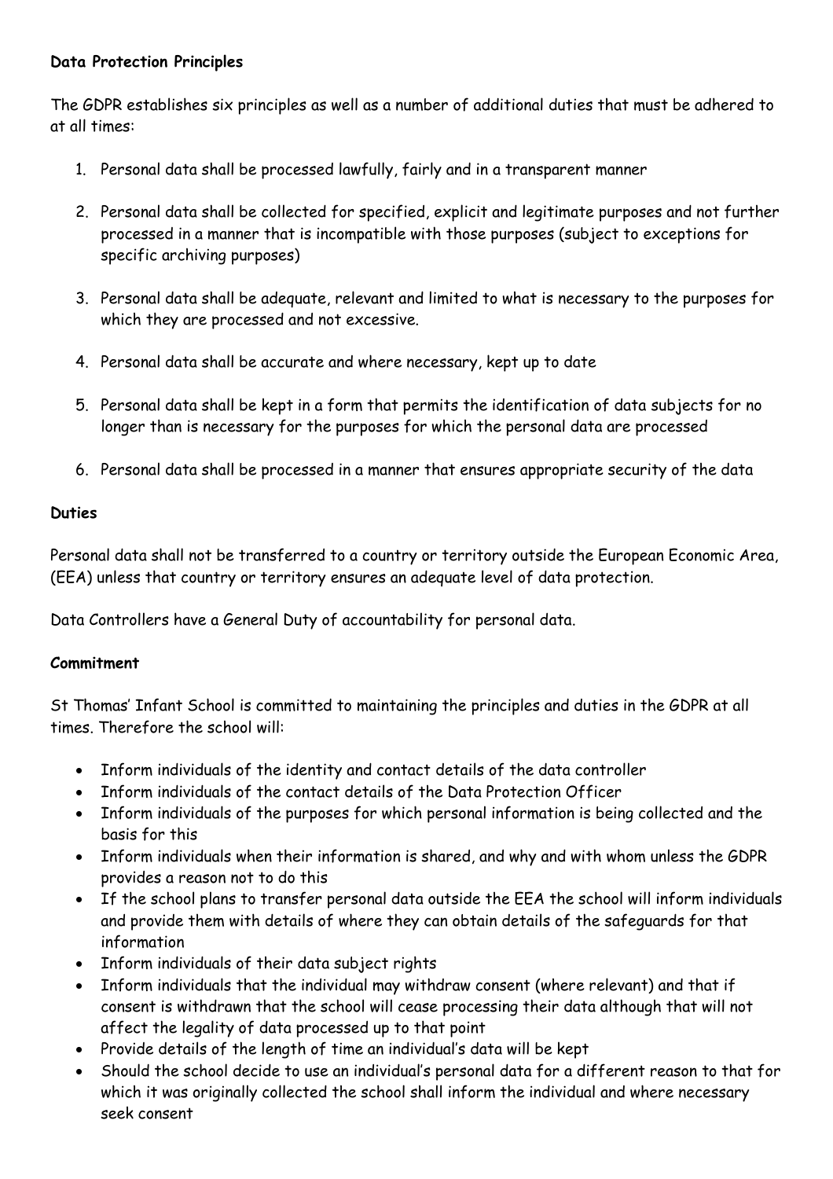**Data Protection Principles**

The GDPR establishes six principles as well as a number of additional duties that must be adhered to at all times:

1. Personal data shall be processed lawfully, fairly and in a transparent manner
2. Personal data shall be collected for specified, explicit and legitimate purposes and not further processed in a manner that is incompatible with those purposes (subject to exceptions for specific archiving purposes)
3. Personal data shall be adequate, relevant and limited to what is necessary to the purposes for which they are processed and not excessive.
4. Personal data shall be accurate and where necessary, kept up to date
5. Personal data shall be kept in a form that permits the identification of data subjects for no longer than is necessary for the purposes for which the personal data are processed
6. Personal data shall be processed in a manner that ensures appropriate security of the data

**Duties**

Personal data shall not be transferred to a country or territory outside the European Economic Area, (EEA) unless that country or territory ensures an adequate level of data protection.

Data Controllers have a General Duty of accountability for personal data.

**Commitment**

St Thomas' Infant School is committed to maintaining the principles and duties in the GDPR at all times. Therefore the school will:

- Inform individuals of the identity and contact details of the data controller
- Inform individuals of the contact details of the Data Protection Officer
- Inform individuals of the purposes for which personal information is being collected and the basis for this
- Inform individuals when their information is shared, and why and with whom unless the GDPR provides a reason not to do this
- If the school plans to transfer personal data outside the EEA the school will inform individuals and provide them with details of where they can obtain details of the safeguards for that information
- Inform individuals of their data subject rights
- Inform individuals that the individual may withdraw consent (where relevant) and that if consent is withdrawn that the school will cease processing their data although that will not affect the legality of data processed up to that point
- Provide details of the length of time an individual's data will be kept
- Should the school decide to use an individual's personal data for a different reason to that for which it was originally collected the school shall inform the individual and where necessary seek consent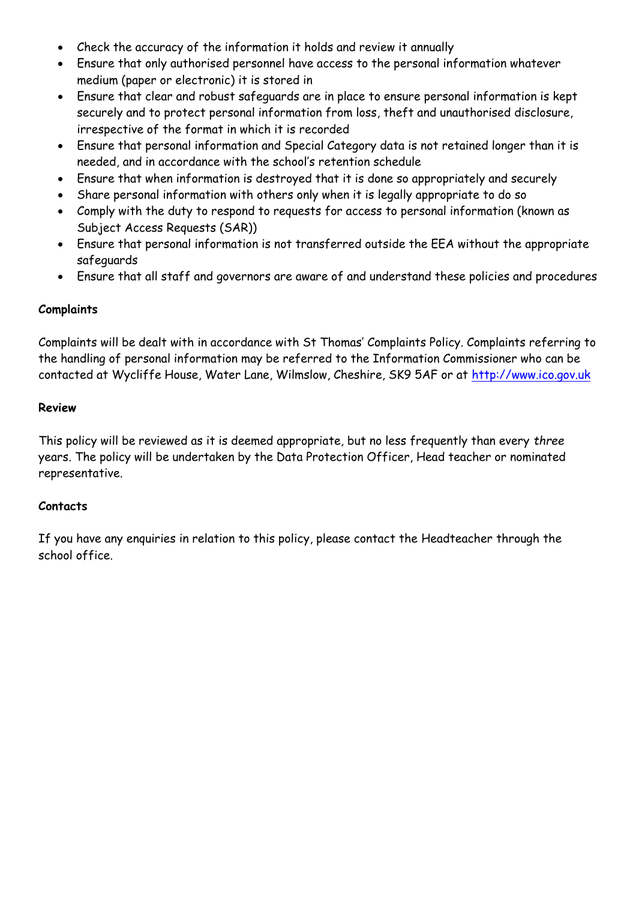- Check the accuracy of the information it holds and review it annually
- Ensure that only authorised personnel have access to the personal information whatever medium (paper or electronic) it is stored in
- Ensure that clear and robust safeguards are in place to ensure personal information is kept securely and to protect personal information from loss, theft and unauthorised disclosure, irrespective of the format in which it is recorded
- Ensure that personal information and Special Category data is not retained longer than it is needed, and in accordance with the school's retention schedule
- Ensure that when information is destroyed that it is done so appropriately and securely
- Share personal information with others only when it is legally appropriate to do so
- Comply with the duty to respond to requests for access to personal information (known as Subject Access Requests (SAR))
- Ensure that personal information is not transferred outside the EEA without the appropriate safeguards
- Ensure that all staff and governors are aware of and understand these policies and procedures

**Complaints**

Complaints will be dealt with in accordance with St Thomas' Complaints Policy. Complaints referring to the handling of personal information may be referred to the Information Commissioner who can be contacted at Wycliffe House, Water Lane, Wilmslow, Cheshire, SK9 5AF or at http://www.ico.gov.uk

**Review**

This policy will be reviewed as it is deemed appropriate, but no less frequently than every *three* years. The policy will be undertaken by the Data Protection Officer, Head teacher or nominated representative.

**Contacts**

If you have any enquiries in relation to this policy, please contact the Headteacher through the school office.